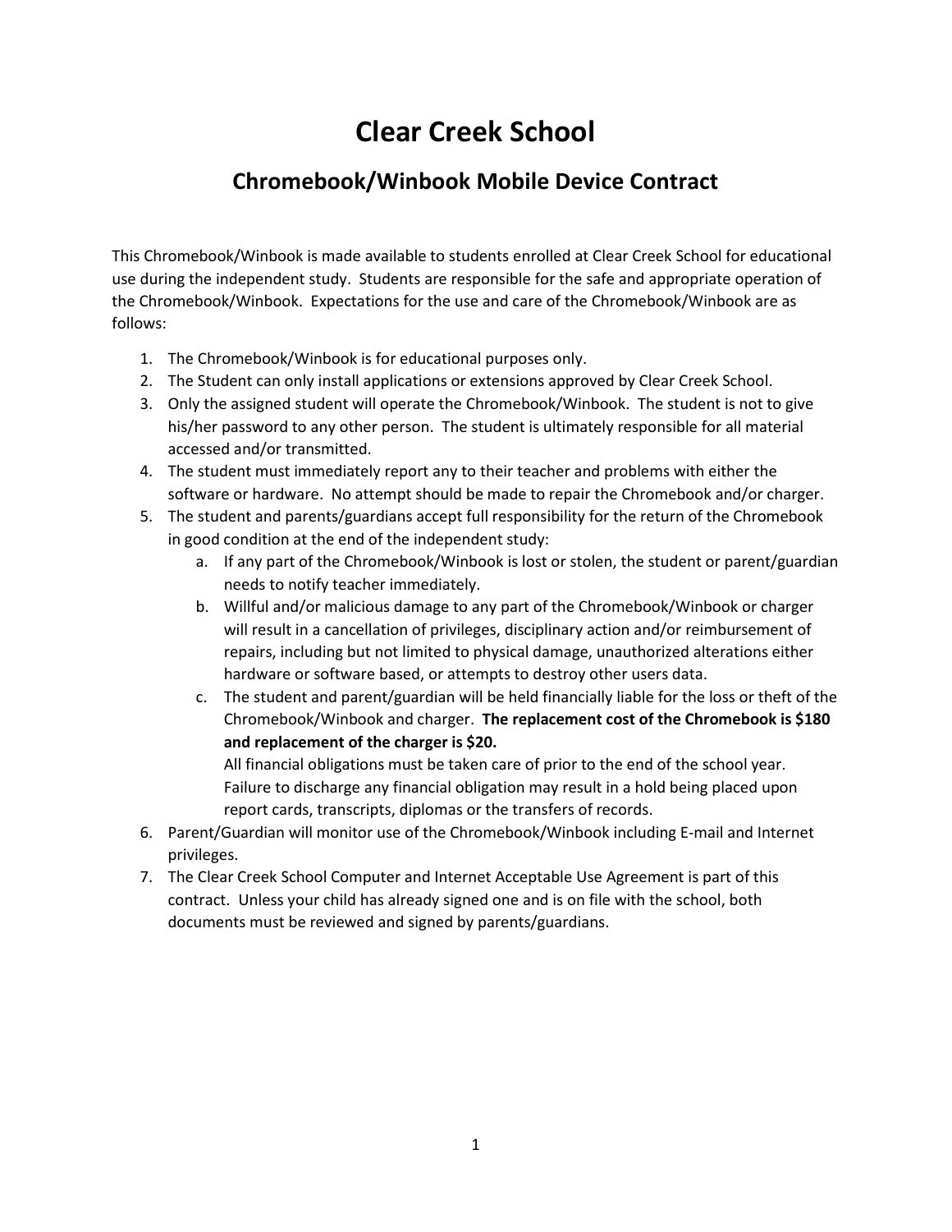# Clear Creek School

## Chromebook/Winbook Mobile Device Contract

This Chromebook/Winbook is made available to students enrolled at Clear Creek School for educational use during the independent study. Students are responsible for the safe and appropriate operation of the Chromebook/Winbook. Expectations for the use and care of the Chromebook/Winbook are as follows:

1. The Chromebook/Winbook is for educational purposes only.
2. The Student can only install applications or extensions approved by Clear Creek School.
3. Only the assigned student will operate the Chromebook/Winbook. The student is not to give his/her password to any other person. The student is ultimately responsible for all material accessed and/or transmitted.
4. The student must immediately report any to their teacher and problems with either the software or hardware. No attempt should be made to repair the Chromebook and/or charger.
5. The student and parents/guardians accept full responsibility for the return of the Chromebook in good condition at the end of the independent study:
   a. If any part of the Chromebook/Winbook is lost or stolen, the student or parent/guardian needs to notify teacher immediately.
   b. Willful and/or malicious damage to any part of the Chromebook/Winbook or charger will result in a cancellation of privileges, disciplinary action and/or reimbursement of repairs, including but not limited to physical damage, unauthorized alterations either hardware or software based, or attempts to destroy other users data.
   c. The student and parent/guardian will be held financially liable for the loss or theft of the Chromebook/Winbook and charger. **The replacement cost of the Chromebook is $180 and replacement of the charger is $20.**
      All financial obligations must be taken care of prior to the end of the school year. Failure to discharge any financial obligation may result in a hold being placed upon report cards, transcripts, diplomas or the transfers of records.
6. Parent/Guardian will monitor use of the Chromebook/Winbook including E-mail and Internet privileges.
7. The Clear Creek School Computer and Internet Acceptable Use Agreement is part of this contract. Unless your child has already signed one and is on file with the school, both documents must be reviewed and signed by parents/guardians.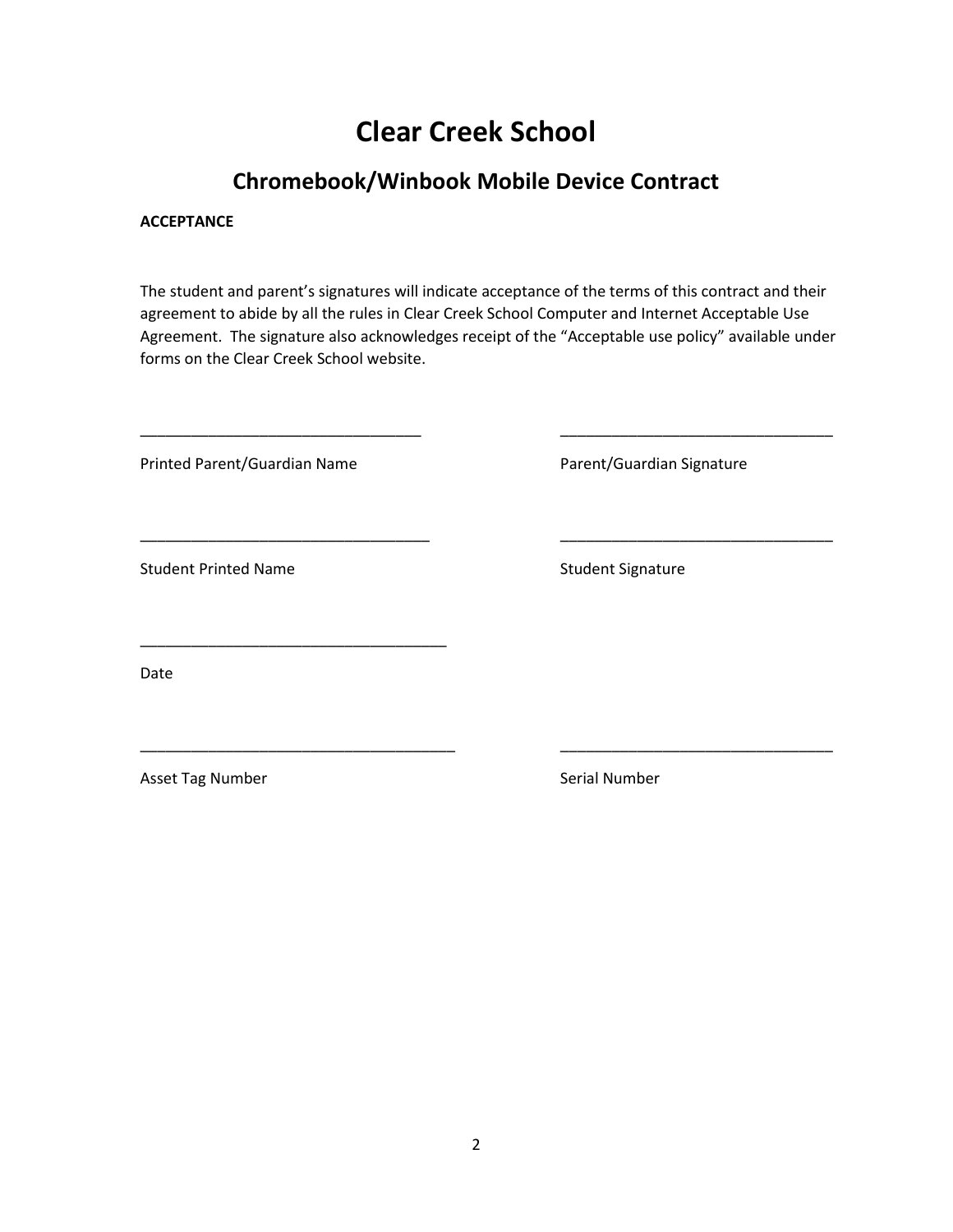# Clear Creek School

## Chromebook/Winbook Mobile Device Contract

**ACCEPTANCE**

The student and parent's signatures will indicate acceptance of the terms of this contract and their agreement to abide by all the rules in Clear Creek School Computer and Internet Acceptable Use Agreement. The signature also acknowledges receipt of the "Acceptable use policy" available under forms on the Clear Creek School website.

_________________________________ _________________________________

Printed Parent/Guardian Name Parent/Guardian Signature

_________________________________ _________________________________

Student Printed Name Student Signature

___________________________________

Date

_____________________________________ _________________________________

Asset Tag Number Serial Number